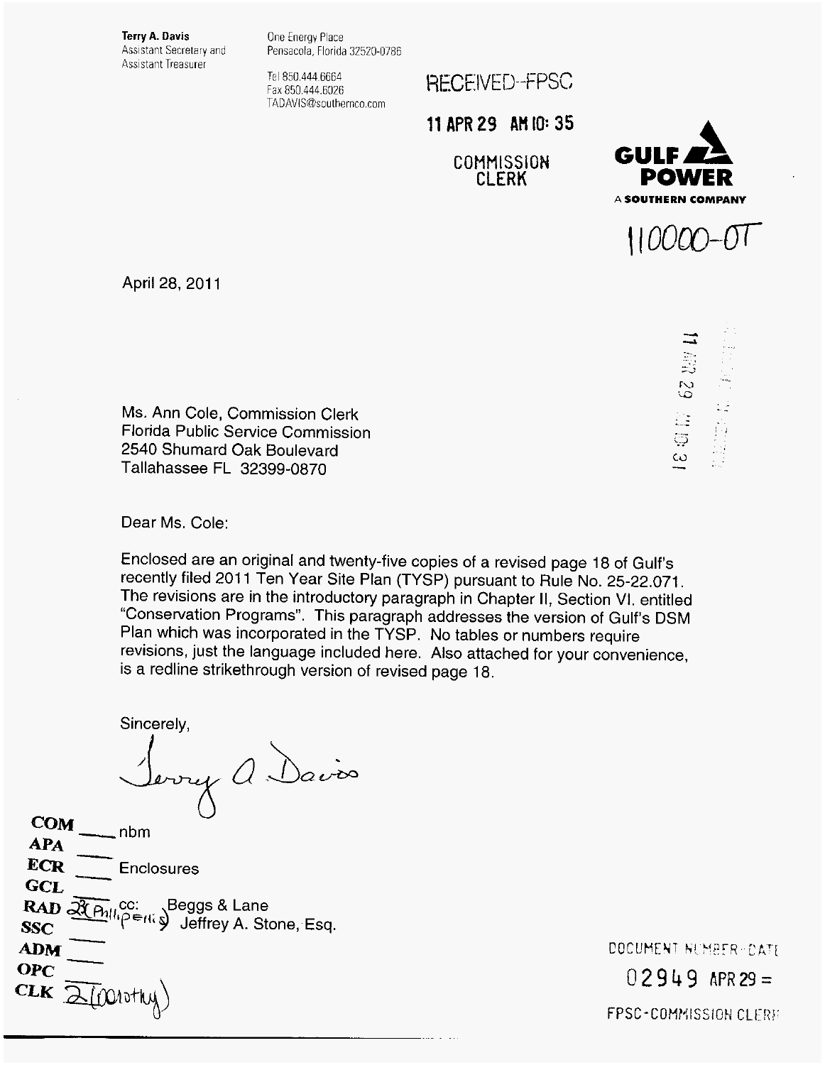**Terry A. Davis**
Assistant Secretary and
Assistant Treasurer

One Energy Place
Pensacola, Florida 32520-0786

Tel 850.444.6664
Fax 850.444.6026
TADAVIS@southernco.com

RECEIVED-FPSC

11 APR 29 AM 10: 35

COMMISSION
CLERK

**GULF POWER**
**A SOUTHERN COMPANY**

110000-OT

April 28, 2011

Ms. Ann Cole, Commission Clerk
Florida Public Service Commission
2540 Shumard Oak Boulevard
Tallahassee FL 32399-0870

Dear Ms. Cole:

Enclosed are an original and twenty-five copies of a revised page 18 of Gulf's recently filed 2011 Ten Year Site Plan (TYSP) pursuant to Rule No. 25-22.071. The revisions are in the introductory paragraph in Chapter II, Section VI. entitled "Conservation Programs". This paragraph addresses the version of Gulf's DSM Plan which was incorporated in the TYSP. No tables or numbers require revisions, just the language included here. Also attached for your convenience, is a redline strikethrough version of revised page 18.

Sincerely,

Terry A. Davis

COM ___ nbm
APA ___
ECR ___ Enclosures
GCL ___
RAD 2 (Phillips) cc: Beggs & Lane
SSC ___ Jeffrey A. Stone, Esq.
ADM ___
OPC ___
CLK 2 (Dorothy)

DOCUMENT NUMBER-DATE
02949 APR 29 =
FPSC-COMMISSION CLERK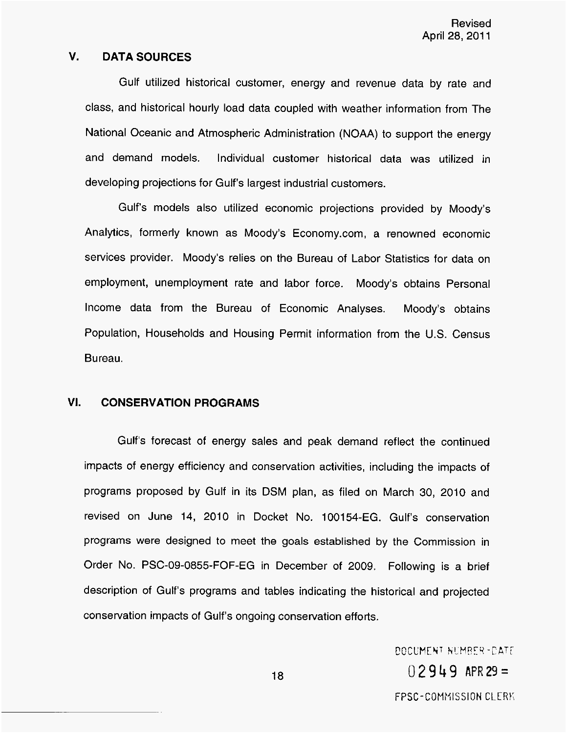Revised
April 28, 2011

## V. DATA SOURCES

Gulf utilized historical customer, energy and revenue data by rate and class, and historical hourly load data coupled with weather information from The National Oceanic and Atmospheric Administration (NOAA) to support the energy and demand models. Individual customer historical data was utilized in developing projections for Gulf's largest industrial customers.

Gulf's models also utilized economic projections provided by Moody's Analytics, formerly known as Moody's Economy.com, a renowned economic services provider. Moody's relies on the Bureau of Labor Statistics for data on employment, unemployment rate and labor force. Moody's obtains Personal Income data from the Bureau of Economic Analyses. Moody's obtains Population, Households and Housing Permit information from the U.S. Census Bureau.

## VI. CONSERVATION PROGRAMS

Gulf's forecast of energy sales and peak demand reflect the continued impacts of energy efficiency and conservation activities, including the impacts of programs proposed by Gulf in its DSM plan, as filed on March 30, 2010 and revised on June 14, 2010 in Docket No. 100154-EG. Gulf's conservation programs were designed to meet the goals established by the Commission in Order No. PSC-09-0855-FOF-EG in December of 2009. Following is a brief description of Gulf's programs and tables indicating the historical and projected conservation impacts of Gulf's ongoing conservation efforts.

DOCUMENT NUMBER-DATE
02949 APR 29 =
FPSC-COMMISSION CLERK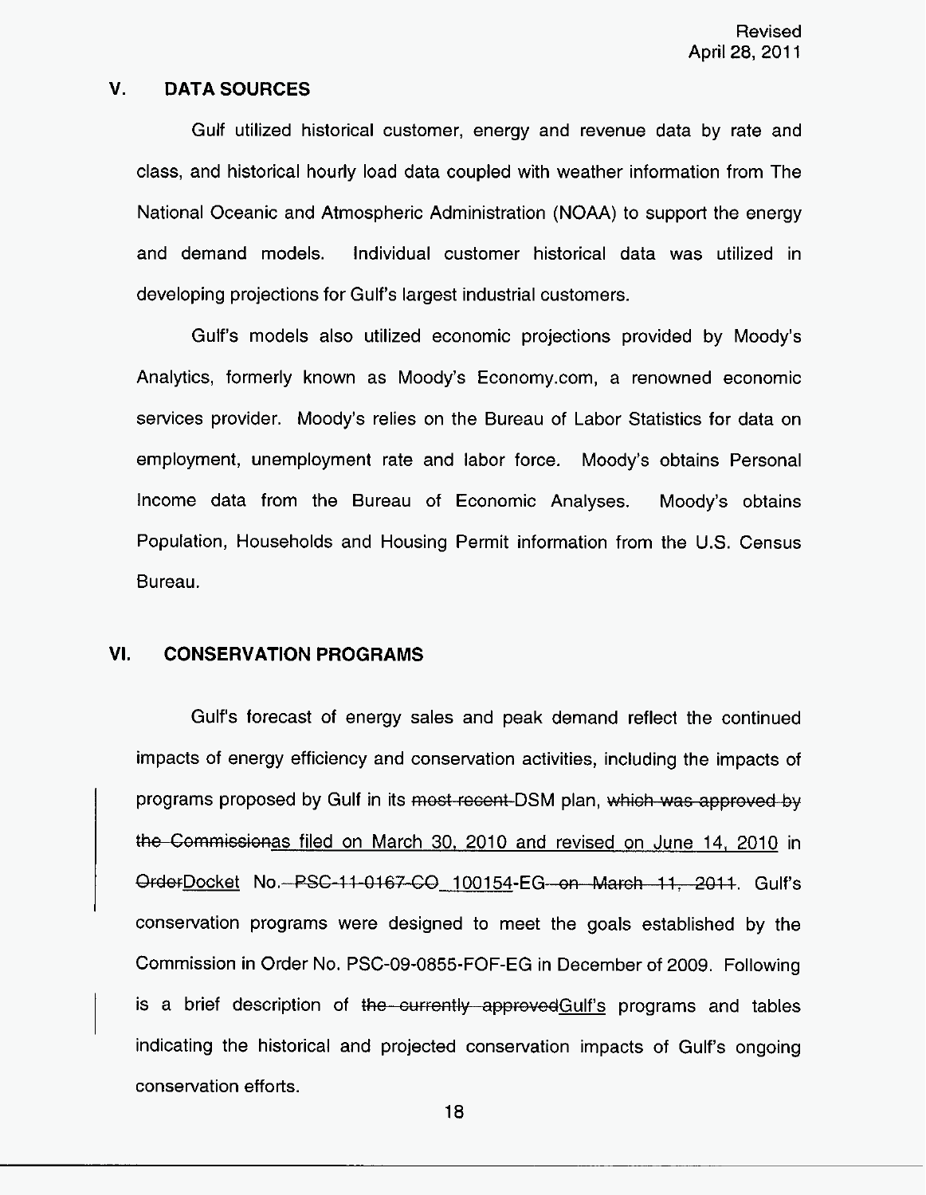## V. DATA SOURCES

Gulf utilized historical customer, energy and revenue data by rate and class, and historical hourly load data coupled with weather information from The National Oceanic and Atmospheric Administration (NOAA) to support the energy and demand models. Individual customer historical data was utilized in developing projections for Gulf's largest industrial customers.

Gulf's models also utilized economic projections provided by Moody's Analytics, formerly known as Moody's Economy.com, a renowned economic services provider. Moody's relies on the Bureau of Labor Statistics for data on employment, unemployment rate and labor force. Moody's obtains Personal Income data from the Bureau of Economic Analyses. Moody's obtains Population, Households and Housing Permit information from the U.S. Census Bureau.

## VI. CONSERVATION PROGRAMS

Gulf's forecast of energy sales and peak demand reflect the continued impacts of energy efficiency and conservation activities, including the impacts of programs proposed by Gulf in its ~~most recent~~ DSM plan, ~~which was approved by the Commission~~as filed on March 30, 2010 and revised on June 14, 2010 in ~~Order~~Docket No. ~~PSC-11-0167-CO~~ 100154-EG ~~on March 11, 2011~~. Gulf's conservation programs were designed to meet the goals established by the Commission in Order No. PSC-09-0855-FOF-EG in December of 2009. Following is a brief description of ~~the currently approved~~Gulf's programs and tables indicating the historical and projected conservation impacts of Gulf's ongoing conservation efforts.